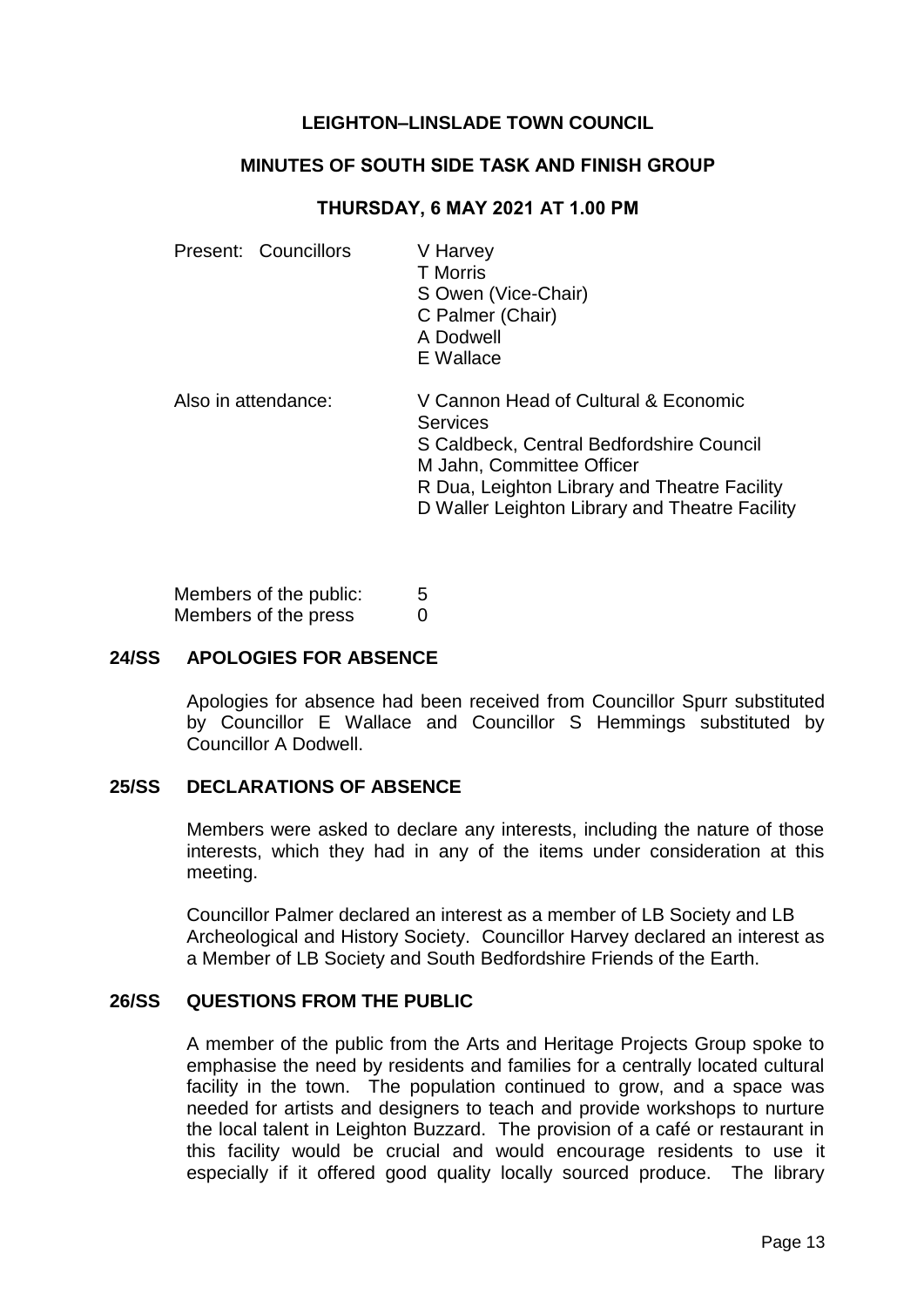# LEIGHTON–LINSLADE TOWN COUNCIL

## MINUTES OF SOUTH SIDE TASK AND FINISH GROUP

### THURSDAY, 6 MAY 2021 AT 1.00 PM

Present: Councillors
V Harvey
T Morris
S Owen (Vice-Chair)
C Palmer (Chair)
A Dodwell
E Wallace

Also in attendance:
V Cannon Head of Cultural & Economic Services
S Caldbeck, Central Bedfordshire Council
M Jahn, Committee Officer
R Dua, Leighton Library and Theatre Facility
D Waller Leighton Library and Theatre Facility

Members of the public: 5
Members of the press 0

### 24/SS APOLOGIES FOR ABSENCE

Apologies for absence had been received from Councillor Spurr substituted by Councillor E Wallace and Councillor S Hemmings substituted by Councillor A Dodwell.

### 25/SS DECLARATIONS OF ABSENCE

Members were asked to declare any interests, including the nature of those interests, which they had in any of the items under consideration at this meeting.

Councillor Palmer declared an interest as a member of LB Society and LB Archeological and History Society. Councillor Harvey declared an interest as a Member of LB Society and South Bedfordshire Friends of the Earth.

### 26/SS QUESTIONS FROM THE PUBLIC

A member of the public from the Arts and Heritage Projects Group spoke to emphasise the need by residents and families for a centrally located cultural facility in the town. The population continued to grow, and a space was needed for artists and designers to teach and provide workshops to nurture the local talent in Leighton Buzzard. The provision of a café or restaurant in this facility would be crucial and would encourage residents to use it especially if it offered good quality locally sourced produce. The library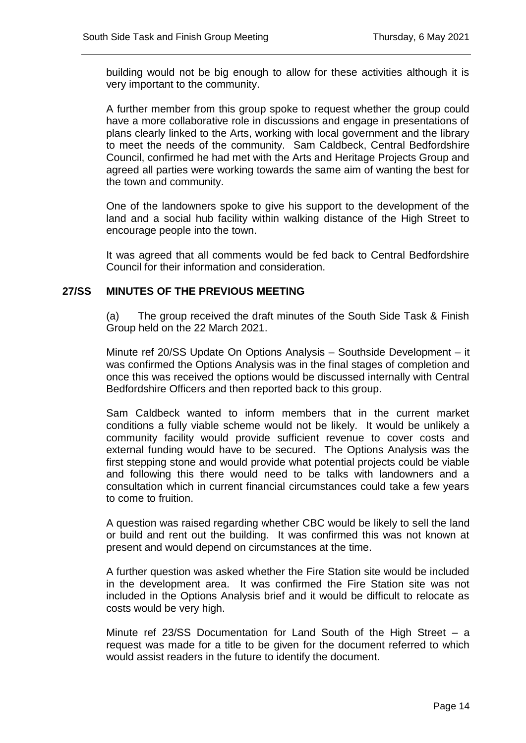building would not be big enough to allow for these activities although it is very important to the community.

A further member from this group spoke to request whether the group could have a more collaborative role in discussions and engage in presentations of plans clearly linked to the Arts, working with local government and the library to meet the needs of the community. Sam Caldbeck, Central Bedfordshire Council, confirmed he had met with the Arts and Heritage Projects Group and agreed all parties were working towards the same aim of wanting the best for the town and community.

One of the landowners spoke to give his support to the development of the land and a social hub facility within walking distance of the High Street to encourage people into the town.

It was agreed that all comments would be fed back to Central Bedfordshire Council for their information and consideration.

## 27/SS MINUTES OF THE PREVIOUS MEETING

(a) The group received the draft minutes of the South Side Task & Finish Group held on the 22 March 2021.

Minute ref 20/SS Update On Options Analysis – Southside Development – it was confirmed the Options Analysis was in the final stages of completion and once this was received the options would be discussed internally with Central Bedfordshire Officers and then reported back to this group.

Sam Caldbeck wanted to inform members that in the current market conditions a fully viable scheme would not be likely. It would be unlikely a community facility would provide sufficient revenue to cover costs and external funding would have to be secured. The Options Analysis was the first stepping stone and would provide what potential projects could be viable and following this there would need to be talks with landowners and a consultation which in current financial circumstances could take a few years to come to fruition.

A question was raised regarding whether CBC would be likely to sell the land or build and rent out the building. It was confirmed this was not known at present and would depend on circumstances at the time.

A further question was asked whether the Fire Station site would be included in the development area. It was confirmed the Fire Station site was not included in the Options Analysis brief and it would be difficult to relocate as costs would be very high.

Minute ref 23/SS Documentation for Land South of the High Street – a request was made for a title to be given for the document referred to which would assist readers in the future to identify the document.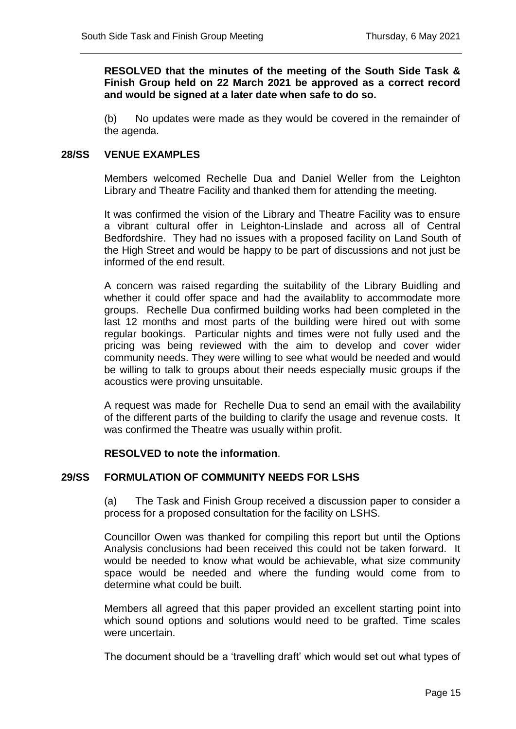**RESOLVED that the minutes of the meeting of the South Side Task & Finish Group held on 22 March 2021 be approved as a correct record and would be signed at a later date when safe to do so.**

(b) No updates were made as they would be covered in the remainder of the agenda.

## 28/SS VENUE EXAMPLES

Members welcomed Rechelle Dua and Daniel Weller from the Leighton Library and Theatre Facility and thanked them for attending the meeting.

It was confirmed the vision of the Library and Theatre Facility was to ensure a vibrant cultural offer in Leighton-Linslade and across all of Central Bedfordshire. They had no issues with a proposed facility on Land South of the High Street and would be happy to be part of discussions and not just be informed of the end result.

A concern was raised regarding the suitability of the Library Buidling and whether it could offer space and had the availablity to accommodate more groups. Rechelle Dua confirmed building works had been completed in the last 12 months and most parts of the building were hired out with some regular bookings. Particular nights and times were not fully used and the pricing was being reviewed with the aim to develop and cover wider community needs. They were willing to see what would be needed and would be willing to talk to groups about their needs especially music groups if the acoustics were proving unsuitable.

A request was made for Rechelle Dua to send an email with the availability of the different parts of the building to clarify the usage and revenue costs. It was confirmed the Theatre was usually within profit.

**RESOLVED to note the information**.

## 29/SS FORMULATION OF COMMUNITY NEEDS FOR LSHS

(a) The Task and Finish Group received a discussion paper to consider a process for a proposed consultation for the facility on LSHS.

Councillor Owen was thanked for compiling this report but until the Options Analysis conclusions had been received this could not be taken forward. It would be needed to know what would be achievable, what size community space would be needed and where the funding would come from to determine what could be built.

Members all agreed that this paper provided an excellent starting point into which sound options and solutions would need to be grafted. Time scales were uncertain.

The document should be a 'travelling draft' which would set out what types of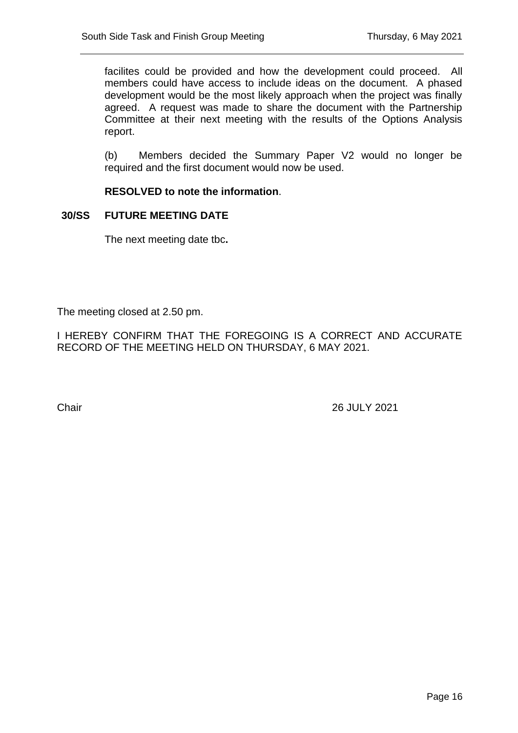facilites could be provided and how the development could proceed. All members could have access to include ideas on the document. A phased development would be the most likely approach when the project was finally agreed. A request was made to share the document with the Partnership Committee at their next meeting with the results of the Options Analysis report.

(b) Members decided the Summary Paper V2 would no longer be required and the first document would now be used.

**RESOLVED to note the information**.

**30/SS FUTURE MEETING DATE**

The next meeting date tbc**.**

The meeting closed at 2.50 pm.

I HEREBY CONFIRM THAT THE FOREGOING IS A CORRECT AND ACCURATE RECORD OF THE MEETING HELD ON THURSDAY, 6 MAY 2021.

Chair 26 JULY 2021